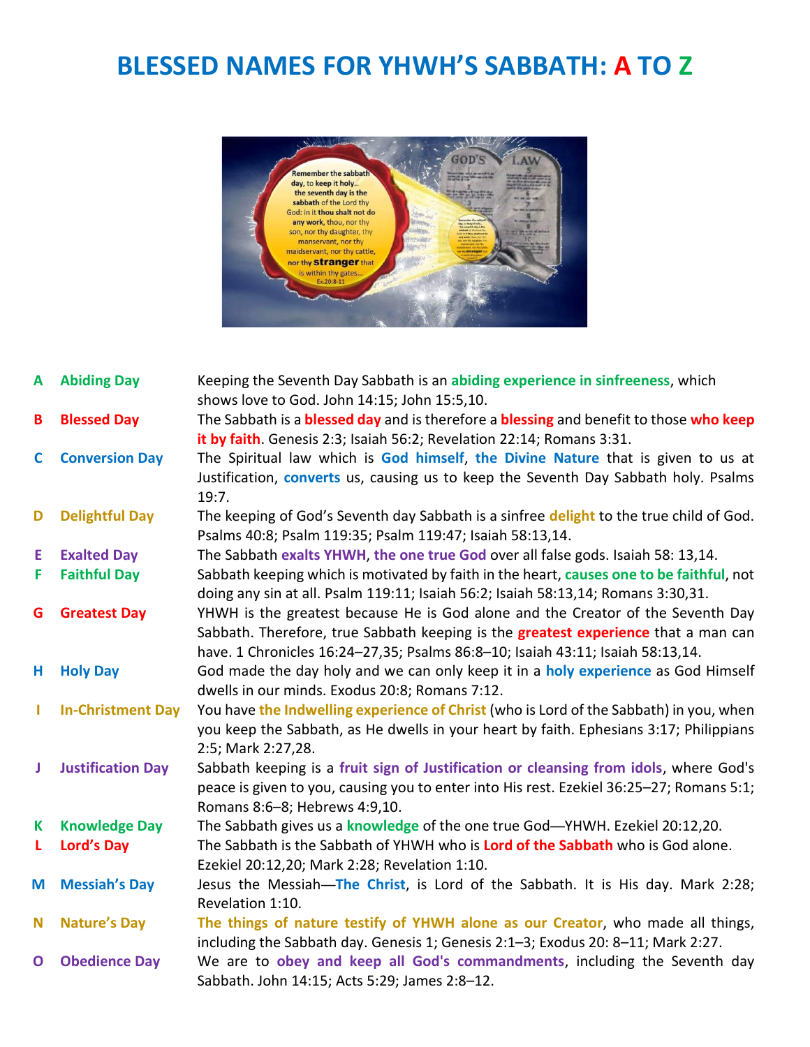# BLESSED NAMES FOR YHWH'S SABBATH: A TO Z

| | | |
|---|---|---|
| **A** | **Abiding Day** | Keeping the Seventh Day Sabbath is an **abiding experience in sinfreeness**, which shows love to God. John 14:15; John 15:5,10. |
| **B** | **Blessed Day** | The Sabbath is a **blessed day** and is therefore a **blessing** and benefit to those **who keep it by faith**. Genesis 2:3; Isaiah 56:2; Revelation 22:14; Romans 3:31. |
| **C** | **Conversion Day** | The Spiritual law which is **God himself**, **the Divine Nature** that is given to us at Justification, **converts** us, causing us to keep the Seventh Day Sabbath holy. Psalms 19:7. |
| **D** | **Delightful Day** | The keeping of God's Seventh day Sabbath is a sinfree **delight** to the true child of God. Psalms 40:8; Psalm 119:35; Psalm 119:47; Isaiah 58:13,14. |
| **E** | **Exalted Day** | The Sabbath **exalts YHWH**, **the one true God** over all false gods. Isaiah 58: 13,14. |
| **F** | **Faithful Day** | Sabbath keeping which is motivated by faith in the heart, **causes one to be faithful**, not doing any sin at all. Psalm 119:11; Isaiah 56:2; Isaiah 58:13,14; Romans 3:30,31. |
| **G** | **Greatest Day** | YHWH is the greatest because He is God alone and the Creator of the Seventh Day Sabbath. Therefore, true Sabbath keeping is the **greatest experience** that a man can have. 1 Chronicles 16:24–27,35; Psalms 86:8–10; Isaiah 43:11; Isaiah 58:13,14. |
| **H** | **Holy Day** | God made the day holy and we can only keep it in a **holy experience** as God Himself dwells in our minds. Exodus 20:8; Romans 7:12. |
| **I** | **In-Christment Day** | You have **the Indwelling experience of Christ** (who is Lord of the Sabbath) in you, when you keep the Sabbath, as He dwells in your heart by faith. Ephesians 3:17; Philippians 2:5; Mark 2:27,28. |
| **J** | **Justification Day** | Sabbath keeping is a **fruit sign of Justification or cleansing from idols**, where God's peace is given to you, causing you to enter into His rest. Ezekiel 36:25–27; Romans 5:1; Romans 8:6–8; Hebrews 4:9,10. |
| **K** | **Knowledge Day** | The Sabbath gives us a **knowledge** of the one true God—YHWH. Ezekiel 20:12,20. |
| **L** | **Lord's Day** | The Sabbath is the Sabbath of YHWH who is **Lord of the Sabbath** who is God alone. Ezekiel 20:12,20; Mark 2:28; Revelation 1:10. |
| **M** | **Messiah's Day** | Jesus the Messiah—**The Christ**, is Lord of the Sabbath. It is His day. Mark 2:28; Revelation 1:10. |
| **N** | **Nature's Day** | **The things of nature testify of YHWH alone as our Creator**, who made all things, including the Sabbath day. Genesis 1; Genesis 2:1–3; Exodus 20: 8–11; Mark 2:27. |
| **O** | **Obedience Day** | We are to **obey and keep all God's commandments**, including the Seventh day Sabbath. John 14:15; Acts 5:29; James 2:8–12. |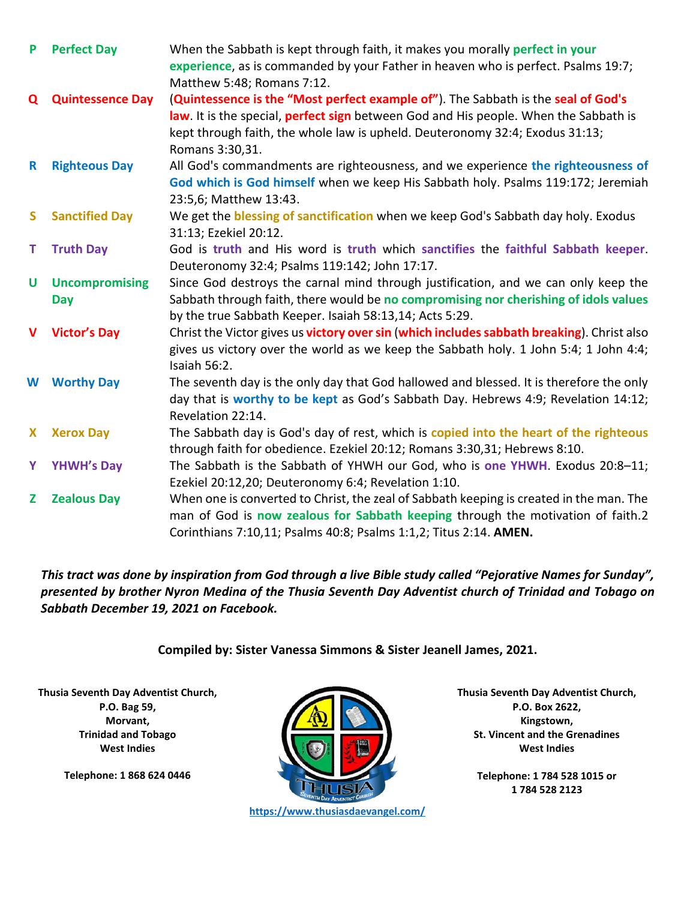| | | |
|---|---|---|
| **P** | **Perfect Day** | When the Sabbath is kept through faith, it makes you morally **perfect in your experience**, as is commanded by your Father in heaven who is perfect. Psalms 19:7; Matthew 5:48; Romans 7:12. |
| **Q** | **Quintessence Day** | (**Quintessence is the "Most perfect example of"**). The Sabbath is the **seal of God's law**. It is the special, **perfect sign** between God and His people. When the Sabbath is kept through faith, the whole law is upheld. Deuteronomy 32:4; Exodus 31:13; Romans 3:30,31. |
| **R** | **Righteous Day** | All God's commandments are righteousness, and we experience **the righteousness of God which is God himself** when we keep His Sabbath holy. Psalms 119:172; Jeremiah 23:5,6; Matthew 13:43. |
| **S** | **Sanctified Day** | We get the **blessing of sanctification** when we keep God's Sabbath day holy. Exodus 31:13; Ezekiel 20:12. |
| **T** | **Truth Day** | God is **truth** and His word is **truth** which **sanctifies** the **faithful Sabbath keeper**. Deuteronomy 32:4; Psalms 119:142; John 17:17. |
| **U** | **Uncompromising Day** | Since God destroys the carnal mind through justification, and we can only keep the Sabbath through faith, there would be **no compromising nor cherishing of idols values** by the true Sabbath Keeper. Isaiah 58:13,14; Acts 5:29. |
| **V** | **Victor's Day** | Christ the Victor gives us **victory over sin** (**which includes sabbath breaking**). Christ also gives us victory over the world as we keep the Sabbath holy. 1 John 5:4; 1 John 4:4; Isaiah 56:2. |
| **W** | **Worthy Day** | The seventh day is the only day that God hallowed and blessed. It is therefore the only day that is **worthy to be kept** as God's Sabbath Day. Hebrews 4:9; Revelation 14:12; Revelation 22:14. |
| **X** | **Xerox Day** | The Sabbath day is God's day of rest, which is **copied into the heart of the righteous** through faith for obedience. Ezekiel 20:12; Romans 3:30,31; Hebrews 8:10. |
| **Y** | **YHWH's Day** | The Sabbath is the Sabbath of YHWH our God, who is **one YHWH**. Exodus 20:8–11; Ezekiel 20:12,20; Deuteronomy 6:4; Revelation 1:10. |
| **Z** | **Zealous Day** | When one is converted to Christ, the zeal of Sabbath keeping is created in the man. The man of God is **now zealous for Sabbath keeping** through the motivation of faith.2 Corinthians 7:10,11; Psalms 40:8; Psalms 1:1,2; Titus 2:14. **AMEN.** |

***This tract was done by inspiration from God through a live Bible study called "Pejorative Names for Sunday", presented by brother Nyron Medina of the Thusia Seventh Day Adventist church of Trinidad and Tobago on Sabbath December 19, 2021 on Facebook.***

**Compiled by: Sister Vanessa Simmons & Sister Jeanell James, 2021.**

**Thusia Seventh Day Adventist Church,**
**P.O. Bag 59,**
**Morvant,**
**Trinidad and Tobago**
**West Indies**

**Telephone: 1 868 624 0446**

THUSIA Seventh Day Adventist Church

https://www.thusiasdaevangel.com/

**Thusia Seventh Day Adventist Church,**
**P.O. Box 2622,**
**Kingstown,**
**St. Vincent and the Grenadines**
**West Indies**

**Telephone: 1 784 528 1015 or 1 784 528 2123**